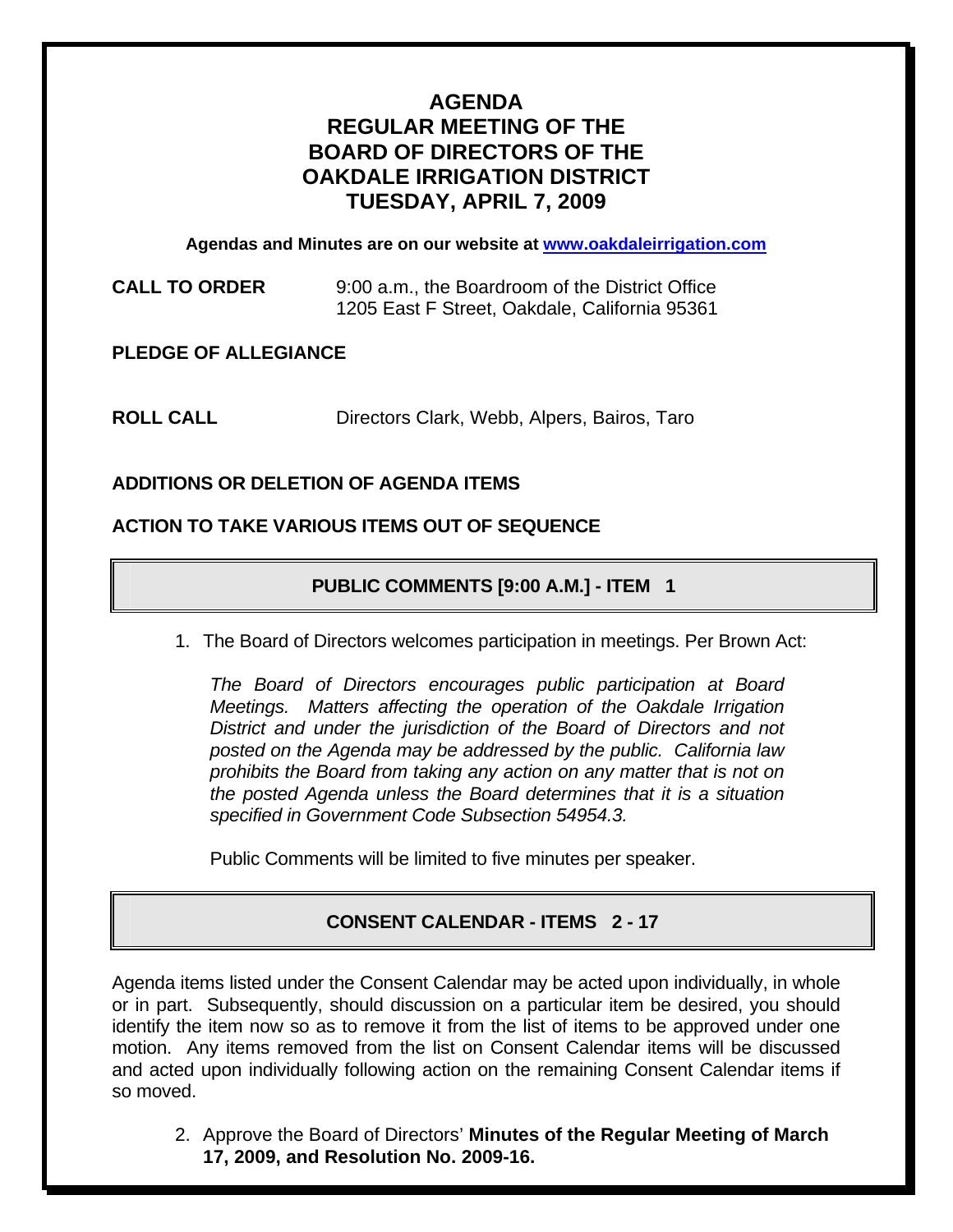# AGENDA
# REGULAR MEETING OF THE BOARD OF DIRECTORS OF THE OAKDALE IRRIGATION DISTRICT
# TUESDAY, APRIL 7, 2009

**Agendas and Minutes are on our website at [www.oakdaleirrigation.com](http://www.oakdaleirrigation.com)**

**CALL TO ORDER** 9:00 a.m., the Boardroom of the District Office
1205 East F Street, Oakdale, California 95361

**PLEDGE OF ALLEGIANCE**

**ROLL CALL** Directors Clark, Webb, Alpers, Bairos, Taro

**ADDITIONS OR DELETION OF AGENDA ITEMS**

**ACTION TO TAKE VARIOUS ITEMS OUT OF SEQUENCE**

## PUBLIC COMMENTS [9:00 A.M.] - ITEM 1

1. The Board of Directors welcomes participation in meetings. Per Brown Act:

   *The Board of Directors encourages public participation at Board Meetings. Matters affecting the operation of the Oakdale Irrigation District and under the jurisdiction of the Board of Directors and not posted on the Agenda may be addressed by the public. California law prohibits the Board from taking any action on any matter that is not on the posted Agenda unless the Board determines that it is a situation specified in Government Code Subsection 54954.3.*

   Public Comments will be limited to five minutes per speaker.

## CONSENT CALENDAR - ITEMS 2 - 17

Agenda items listed under the Consent Calendar may be acted upon individually, in whole or in part. Subsequently, should discussion on a particular item be desired, you should identify the item now so as to remove it from the list of items to be approved under one motion. Any items removed from the list on Consent Calendar items will be discussed and acted upon individually following action on the remaining Consent Calendar items if so moved.

2. Approve the Board of Directors' **Minutes of the Regular Meeting of March 17, 2009, and Resolution No. 2009-16.**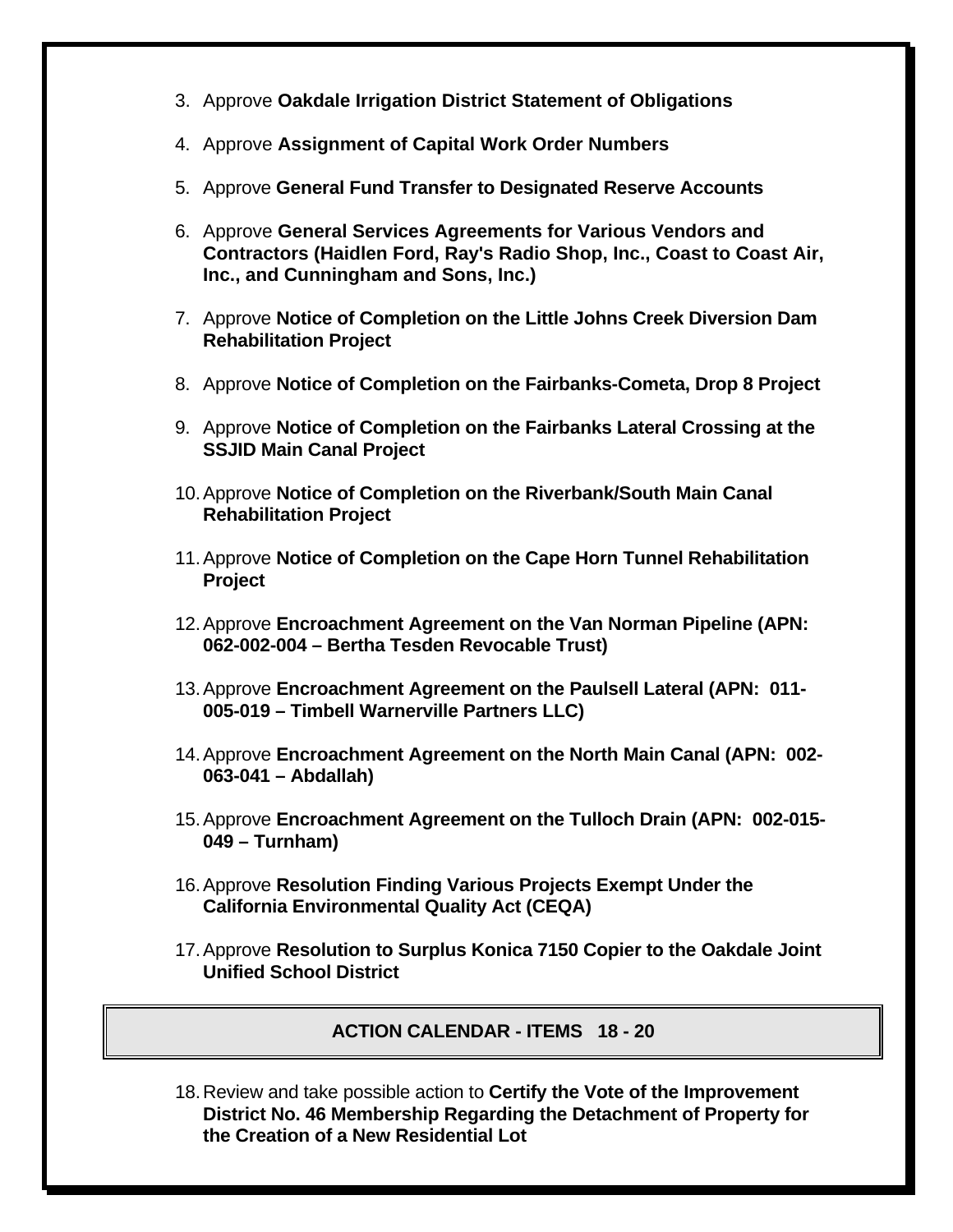3. Approve **Oakdale Irrigation District Statement of Obligations**

4. Approve **Assignment of Capital Work Order Numbers**

5. Approve **General Fund Transfer to Designated Reserve Accounts**

6. Approve **General Services Agreements for Various Vendors and Contractors (Haidlen Ford, Ray's Radio Shop, Inc., Coast to Coast Air, Inc., and Cunningham and Sons, Inc.)**

7. Approve **Notice of Completion on the Little Johns Creek Diversion Dam Rehabilitation Project**

8. Approve **Notice of Completion on the Fairbanks-Cometa, Drop 8 Project**

9. Approve **Notice of Completion on the Fairbanks Lateral Crossing at the SSJID Main Canal Project**

10. Approve **Notice of Completion on the Riverbank/South Main Canal Rehabilitation Project**

11. Approve **Notice of Completion on the Cape Horn Tunnel Rehabilitation Project**

12. Approve **Encroachment Agreement on the Van Norman Pipeline (APN: 062-002-004 – Bertha Tesden Revocable Trust)**

13. Approve **Encroachment Agreement on the Paulsell Lateral (APN: 011-005-019 – Timbell Warnerville Partners LLC)**

14. Approve **Encroachment Agreement on the North Main Canal (APN: 002-063-041 – Abdallah)**

15. Approve **Encroachment Agreement on the Tulloch Drain (APN: 002-015-049 – Turnham)**

16. Approve **Resolution Finding Various Projects Exempt Under the California Environmental Quality Act (CEQA)**

17. Approve **Resolution to Surplus Konica 7150 Copier to the Oakdale Joint Unified School District**

## ACTION CALENDAR - ITEMS 18 - 20

18. Review and take possible action to **Certify the Vote of the Improvement District No. 46 Membership Regarding the Detachment of Property for the Creation of a New Residential Lot**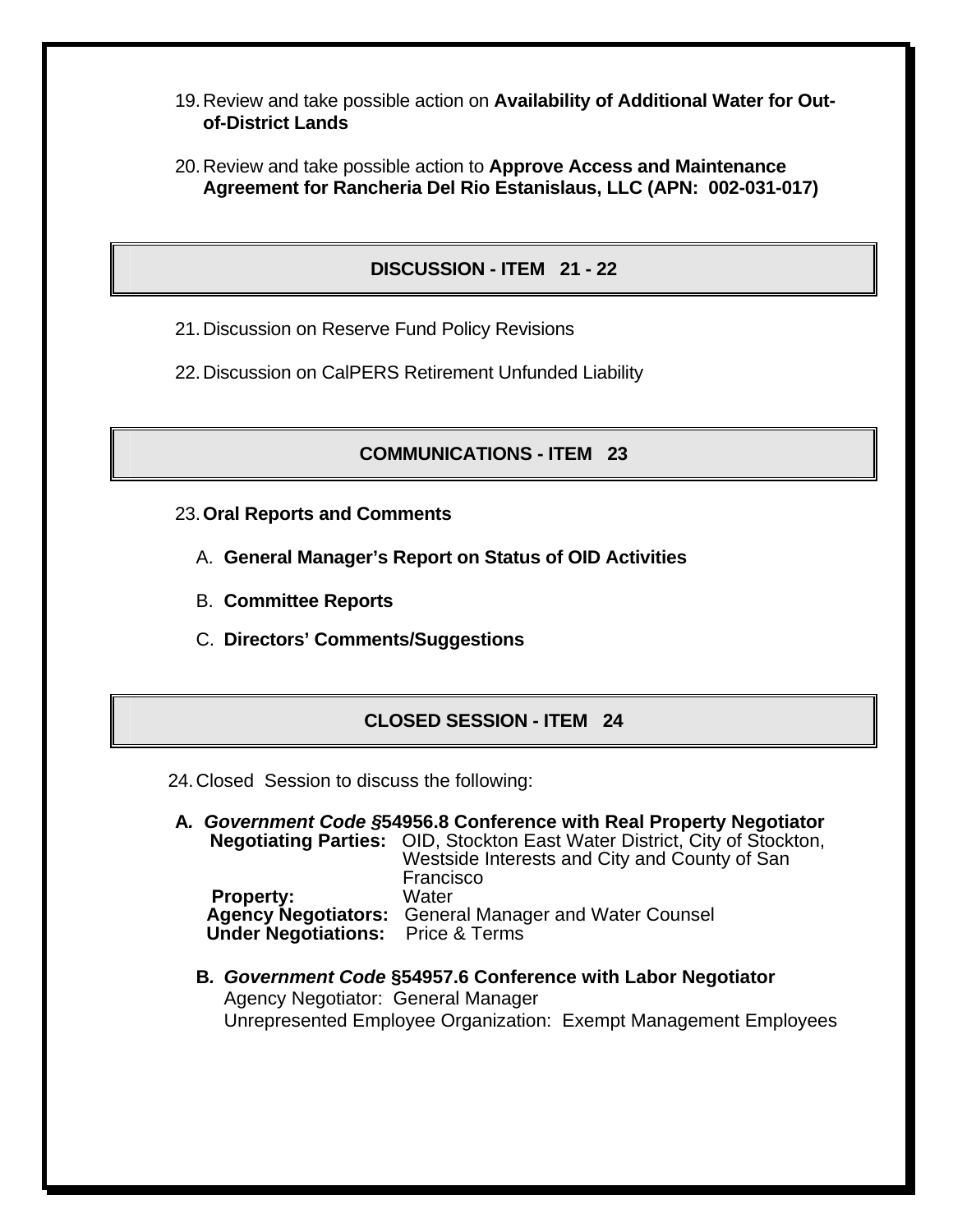19. Review and take possible action on **Availability of Additional Water for Out-of-District Lands**

20. Review and take possible action to **Approve Access and Maintenance Agreement for Rancheria Del Rio Estanislaus, LLC (APN: 002-031-017)**

## DISCUSSION - ITEM 21 - 22

21. Discussion on Reserve Fund Policy Revisions

22. Discussion on CalPERS Retirement Unfunded Liability

## COMMUNICATIONS - ITEM 23

23. **Oral Reports and Comments**

    A. **General Manager's Report on Status of OID Activities**

    B. **Committee Reports**

    C. **Directors' Comments/Suggestions**

## CLOSED SESSION - ITEM 24

24. Closed Session to discuss the following:

**A. *Government Code* §54956.8 Conference with Real Property Negotiator**
**Negotiating Parties:** OID, Stockton East Water District, City of Stockton, Westside Interests and City and County of San Francisco
**Property:** Water
**Agency Negotiators:** General Manager and Water Counsel
**Under Negotiations:** Price & Terms

**B. *Government Code* §54957.6 Conference with Labor Negotiator**
Agency Negotiator: General Manager
Unrepresented Employee Organization: Exempt Management Employees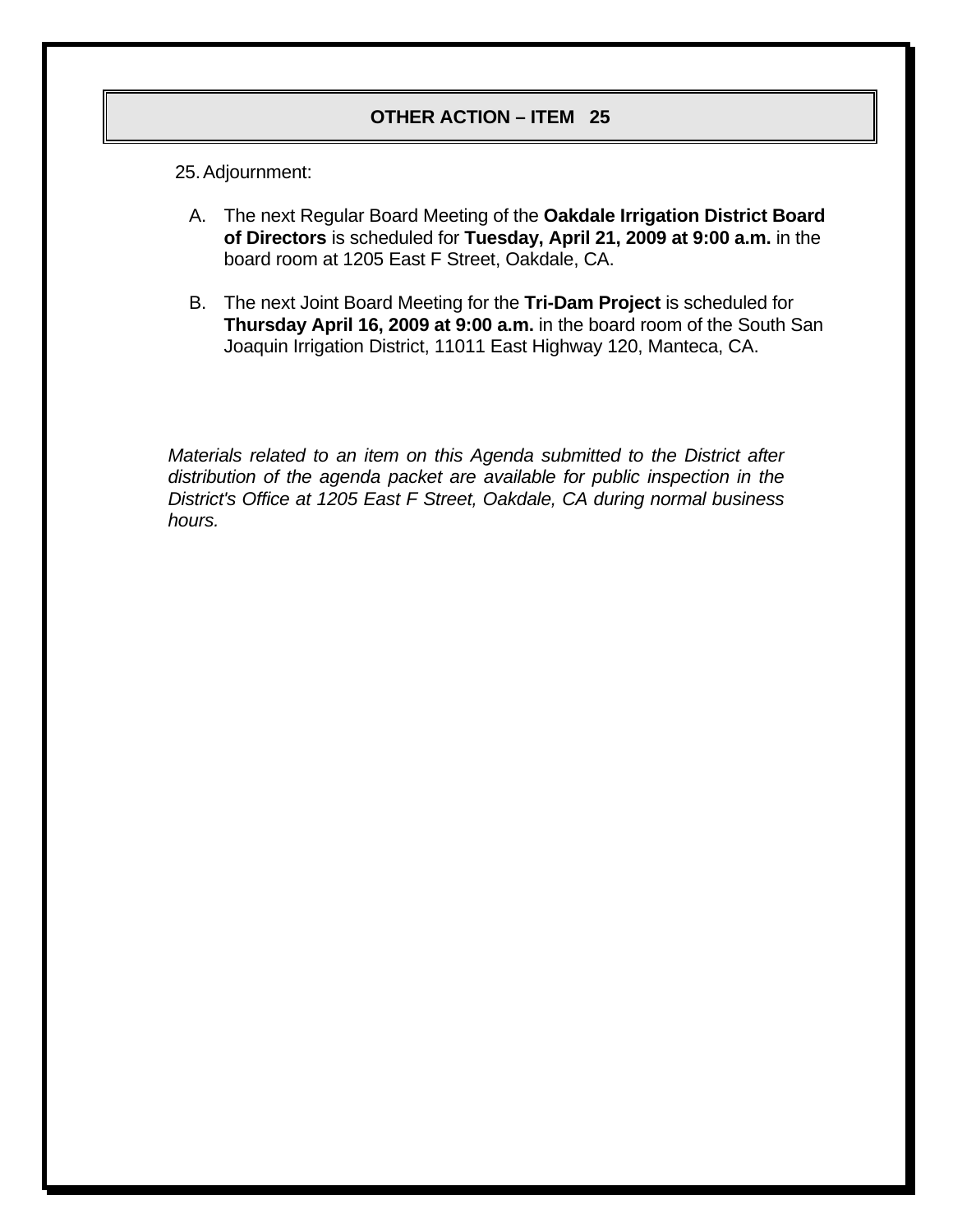## OTHER ACTION – ITEM 25

25. Adjournment:

   A. The next Regular Board Meeting of the **Oakdale Irrigation District Board of Directors** is scheduled for **Tuesday, April 21, 2009 at 9:00 a.m.** in the board room at 1205 East F Street, Oakdale, CA.

   B. The next Joint Board Meeting for the **Tri-Dam Project** is scheduled for **Thursday April 16, 2009 at 9:00 a.m.** in the board room of the South San Joaquin Irrigation District, 11011 East Highway 120, Manteca, CA.

*Materials related to an item on this Agenda submitted to the District after distribution of the agenda packet are available for public inspection in the District's Office at 1205 East F Street, Oakdale, CA during normal business hours.*